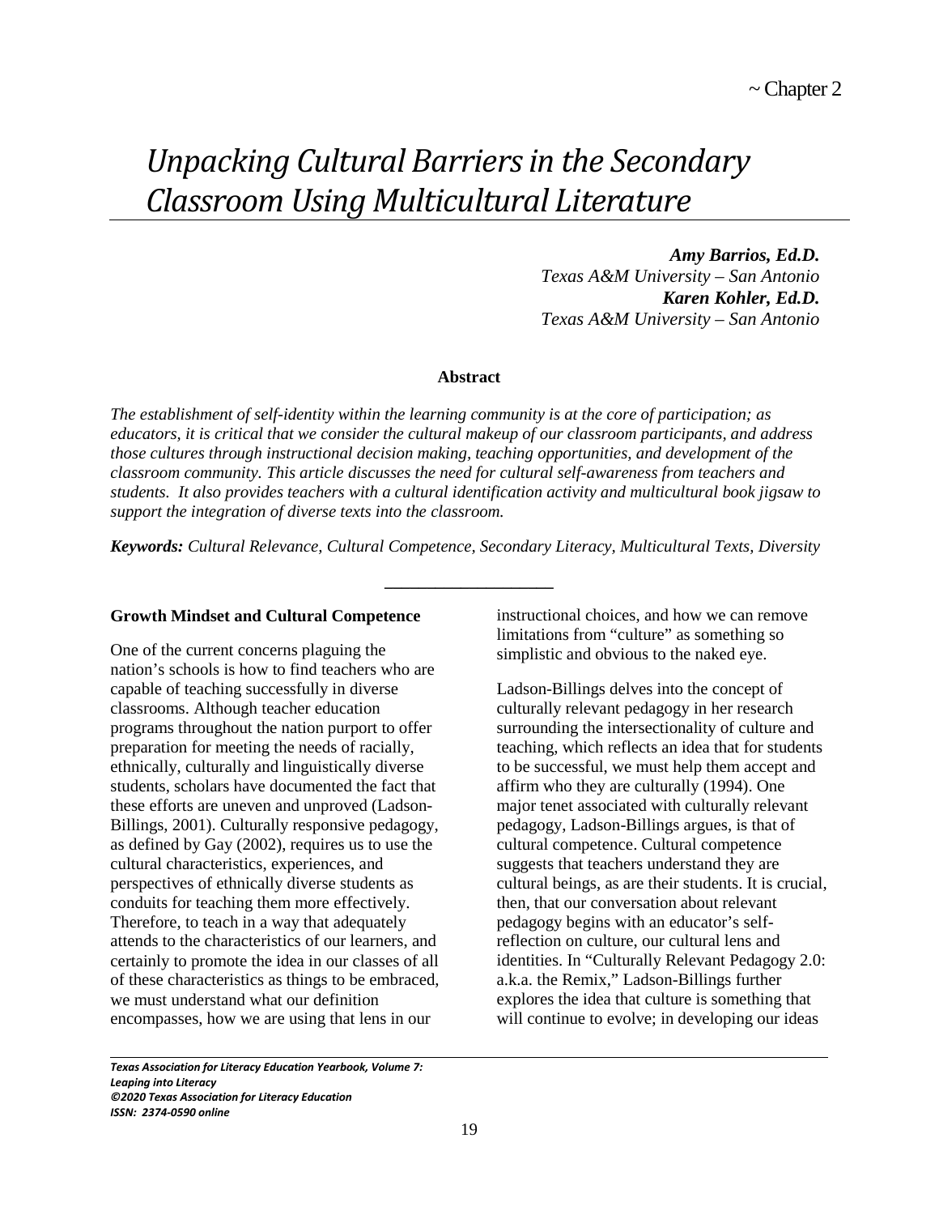~ Chapter 2

# *Unpacking Cultural Barriers in the Secondary Classroom Using Multicultural Literature*

***Amy Barrios, Ed.D.***
*Texas A&M University – San Antonio*
***Karen Kohler, Ed.D.***
*Texas A&M University – San Antonio*

**Abstract**

*The establishment of self-identity within the learning community is at the core of participation; as educators, it is critical that we consider the cultural makeup of our classroom participants, and address those cultures through instructional decision making, teaching opportunities, and development of the classroom community. This article discusses the need for cultural self-awareness from teachers and students. It also provides teachers with a cultural identification activity and multicultural book jigsaw to support the integration of diverse texts into the classroom.*

***Keywords:*** *Cultural Relevance, Cultural Competence, Secondary Literacy, Multicultural Texts, Diversity*

---

### Growth Mindset and Cultural Competence

One of the current concerns plaguing the nation's schools is how to find teachers who are capable of teaching successfully in diverse classrooms. Although teacher education programs throughout the nation purport to offer preparation for meeting the needs of racially, ethnically, culturally and linguistically diverse students, scholars have documented the fact that these efforts are uneven and unproved (Ladson-Billings, 2001). Culturally responsive pedagogy, as defined by Gay (2002), requires us to use the cultural characteristics, experiences, and perspectives of ethnically diverse students as conduits for teaching them more effectively. Therefore, to teach in a way that adequately attends to the characteristics of our learners, and certainly to promote the idea in our classes of all of these characteristics as things to be embraced, we must understand what our definition encompasses, how we are using that lens in our instructional choices, and how we can remove limitations from "culture" as something so simplistic and obvious to the naked eye.

Ladson-Billings delves into the concept of culturally relevant pedagogy in her research surrounding the intersectionality of culture and teaching, which reflects an idea that for students to be successful, we must help them accept and affirm who they are culturally (1994). One major tenet associated with culturally relevant pedagogy, Ladson-Billings argues, is that of cultural competence. Cultural competence suggests that teachers understand they are cultural beings, as are their students. It is crucial, then, that our conversation about relevant pedagogy begins with an educator's self-reflection on culture, our cultural lens and identities. In "Culturally Relevant Pedagogy 2.0: a.k.a. the Remix," Ladson-Billings further explores the idea that culture is something that will continue to evolve; in developing our ideas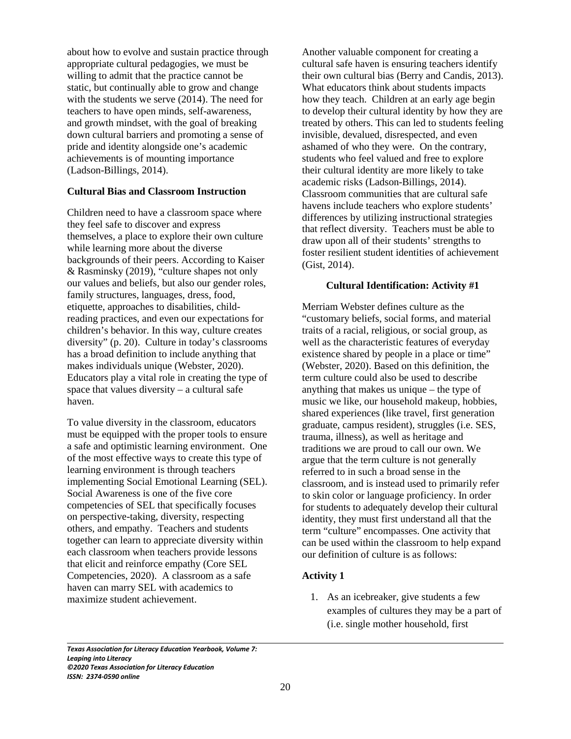about how to evolve and sustain practice through appropriate cultural pedagogies, we must be willing to admit that the practice cannot be static, but continually able to grow and change with the students we serve (2014). The need for teachers to have open minds, self-awareness, and growth mindset, with the goal of breaking down cultural barriers and promoting a sense of pride and identity alongside one's academic achievements is of mounting importance (Ladson-Billings, 2014).

**Cultural Bias and Classroom Instruction**

Children need to have a classroom space where they feel safe to discover and express themselves, a place to explore their own culture while learning more about the diverse backgrounds of their peers. According to Kaiser & Rasminsky (2019), "culture shapes not only our values and beliefs, but also our gender roles, family structures, languages, dress, food, etiquette, approaches to disabilities, child-reading practices, and even our expectations for children's behavior. In this way, culture creates diversity" (p. 20). Culture in today's classrooms has a broad definition to include anything that makes individuals unique (Webster, 2020). Educators play a vital role in creating the type of space that values diversity – a cultural safe haven.

To value diversity in the classroom, educators must be equipped with the proper tools to ensure a safe and optimistic learning environment. One of the most effective ways to create this type of learning environment is through teachers implementing Social Emotional Learning (SEL). Social Awareness is one of the five core competencies of SEL that specifically focuses on perspective-taking, diversity, respecting others, and empathy. Teachers and students together can learn to appreciate diversity within each classroom when teachers provide lessons that elicit and reinforce empathy (Core SEL Competencies, 2020). A classroom as a safe haven can marry SEL with academics to maximize student achievement.

Another valuable component for creating a cultural safe haven is ensuring teachers identify their own cultural bias (Berry and Candis, 2013). What educators think about students impacts how they teach. Children at an early age begin to develop their cultural identity by how they are treated by others. This can led to students feeling invisible, devalued, disrespected, and even ashamed of who they were. On the contrary, students who feel valued and free to explore their cultural identity are more likely to take academic risks (Ladson-Billings, 2014). Classroom communities that are cultural safe havens include teachers who explore students' differences by utilizing instructional strategies that reflect diversity. Teachers must be able to draw upon all of their students' strengths to foster resilient student identities of achievement (Gist, 2014).

**Cultural Identification: Activity #1**

Merriam Webster defines culture as the "customary beliefs, social forms, and material traits of a racial, religious, or social group, as well as the characteristic features of everyday existence shared by people in a place or time" (Webster, 2020). Based on this definition, the term culture could also be used to describe anything that makes us unique – the type of music we like, our household makeup, hobbies, shared experiences (like travel, first generation graduate, campus resident), struggles (i.e. SES, trauma, illness), as well as heritage and traditions we are proud to call our own. We argue that the term culture is not generally referred to in such a broad sense in the classroom, and is instead used to primarily refer to skin color or language proficiency. In order for students to adequately develop their cultural identity, they must first understand all that the term "culture" encompasses. One activity that can be used within the classroom to help expand our definition of culture is as follows:

**Activity 1**

1. As an icebreaker, give students a few examples of cultures they may be a part of (i.e. single mother household, first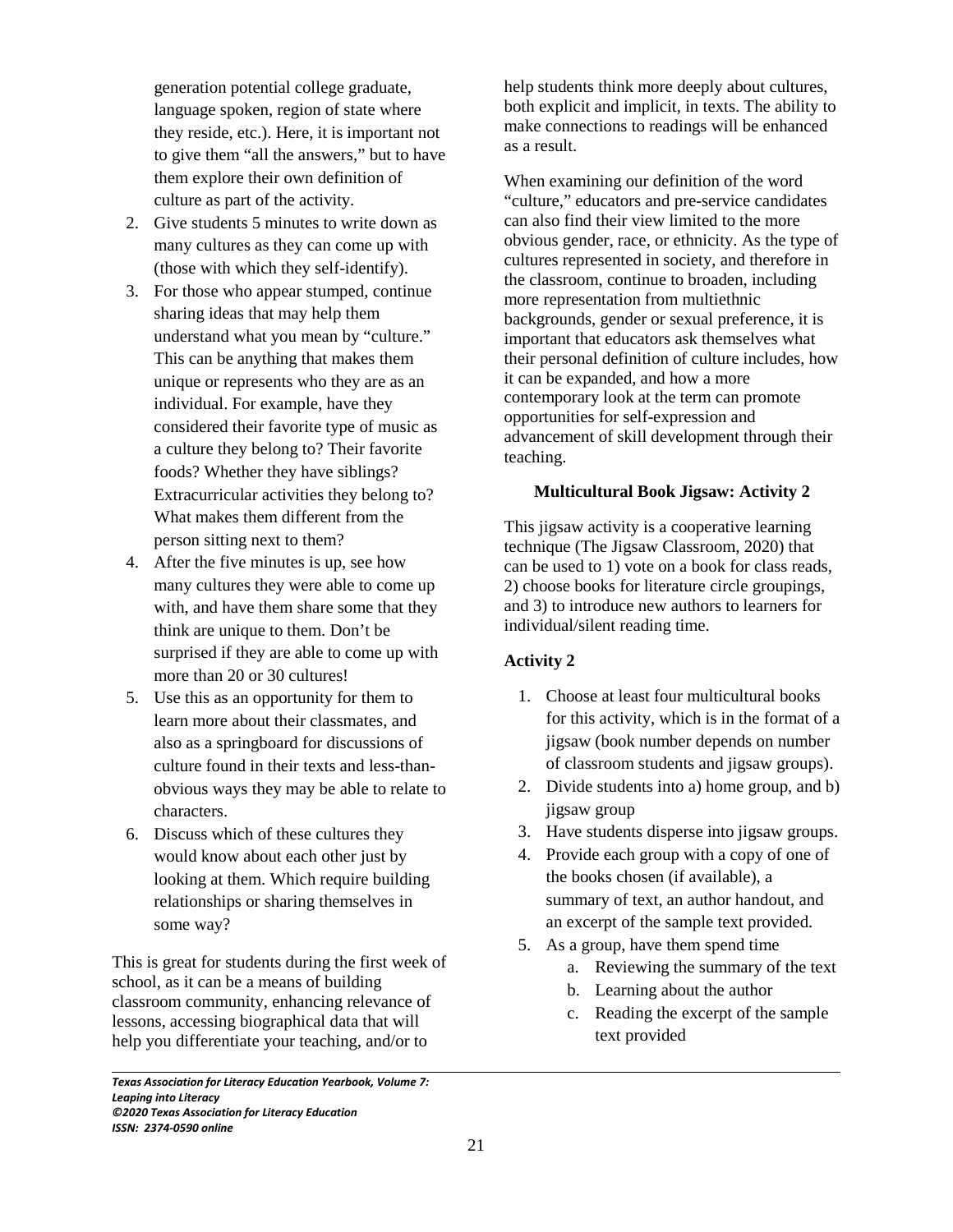generation potential college graduate, language spoken, region of state where they reside, etc.). Here, it is important not to give them "all the answers," but to have them explore their own definition of culture as part of the activity.

2. Give students 5 minutes to write down as many cultures as they can come up with (those with which they self-identify).
3. For those who appear stumped, continue sharing ideas that may help them understand what you mean by "culture." This can be anything that makes them unique or represents who they are as an individual. For example, have they considered their favorite type of music as a culture they belong to? Their favorite foods? Whether they have siblings? Extracurricular activities they belong to? What makes them different from the person sitting next to them?
4. After the five minutes is up, see how many cultures they were able to come up with, and have them share some that they think are unique to them. Don't be surprised if they are able to come up with more than 20 or 30 cultures!
5. Use this as an opportunity for them to learn more about their classmates, and also as a springboard for discussions of culture found in their texts and less-than-obvious ways they may be able to relate to characters.
6. Discuss which of these cultures they would know about each other just by looking at them. Which require building relationships or sharing themselves in some way?

This is great for students during the first week of school, as it can be a means of building classroom community, enhancing relevance of lessons, accessing biographical data that will help you differentiate your teaching, and/or to help students think more deeply about cultures, both explicit and implicit, in texts. The ability to make connections to readings will be enhanced as a result.

When examining our definition of the word "culture," educators and pre-service candidates can also find their view limited to the more obvious gender, race, or ethnicity. As the type of cultures represented in society, and therefore in the classroom, continue to broaden, including more representation from multiethnic backgrounds, gender or sexual preference, it is important that educators ask themselves what their personal definition of culture includes, how it can be expanded, and how a more contemporary look at the term can promote opportunities for self-expression and advancement of skill development through their teaching.

## Multicultural Book Jigsaw: Activity 2

This jigsaw activity is a cooperative learning technique (The Jigsaw Classroom, 2020) that can be used to 1) vote on a book for class reads, 2) choose books for literature circle groupings, and 3) to introduce new authors to learners for individual/silent reading time.

### Activity 2

1. Choose at least four multicultural books for this activity, which is in the format of a jigsaw (book number depends on number of classroom students and jigsaw groups).
2. Divide students into a) home group, and b) jigsaw group
3. Have students disperse into jigsaw groups.
4. Provide each group with a copy of one of the books chosen (if available), a summary of text, an author handout, and an excerpt of the sample text provided.
5. As a group, have them spend time
   a. Reviewing the summary of the text
   b. Learning about the author
   c. Reading the excerpt of the sample text provided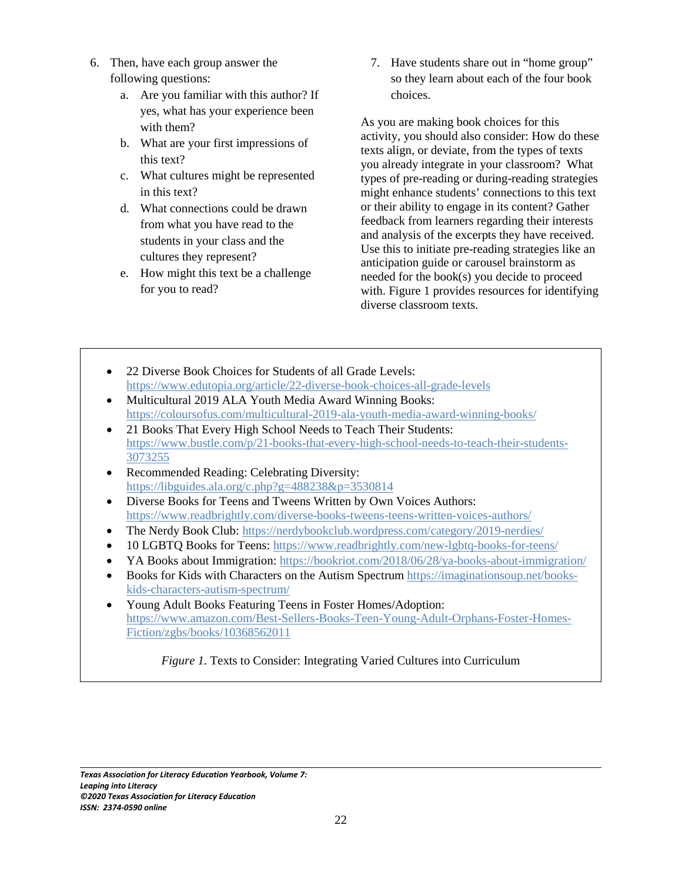6. Then, have each group answer the following questions:
   a. Are you familiar with this author? If yes, what has your experience been with them?
   b. What are your first impressions of this text?
   c. What cultures might be represented in this text?
   d. What connections could be drawn from what you have read to the students in your class and the cultures they represent?
   e. How might this text be a challenge for you to read?
7. Have students share out in "home group" so they learn about each of the four book choices.

As you are making book choices for this activity, you should also consider: How do these texts align, or deviate, from the types of texts you already integrate in your classroom? What types of pre-reading or during-reading strategies might enhance students' connections to this text or their ability to engage in its content? Gather feedback from learners regarding their interests and analysis of the excerpts they have received. Use this to initiate pre-reading strategies like an anticipation guide or carousel brainstorm as needed for the book(s) you decide to proceed with. Figure 1 provides resources for identifying diverse classroom texts.

- 22 Diverse Book Choices for Students of all Grade Levels: https://www.edutopia.org/article/22-diverse-book-choices-all-grade-levels
- Multicultural 2019 ALA Youth Media Award Winning Books: https://coloursofus.com/multicultural-2019-ala-youth-media-award-winning-books/
- 21 Books That Every High School Needs to Teach Their Students: https://www.bustle.com/p/21-books-that-every-high-school-needs-to-teach-their-students-3073255
- Recommended Reading: Celebrating Diversity: https://libguides.ala.org/c.php?g=488238&p=3530814
- Diverse Books for Teens and Tweens Written by Own Voices Authors: https://www.readbrightly.com/diverse-books-tweens-teens-written-voices-authors/
- The Nerdy Book Club: https://nerdybookclub.wordpress.com/category/2019-nerdies/
- 10 LGBTQ Books for Teens: https://www.readbrightly.com/new-lgbtq-books-for-teens/
- YA Books about Immigration: https://bookriot.com/2018/06/28/ya-books-about-immigration/
- Books for Kids with Characters on the Autism Spectrum https://imaginationsoup.net/books-kids-characters-autism-spectrum/
- Young Adult Books Featuring Teens in Foster Homes/Adoption: https://www.amazon.com/Best-Sellers-Books-Teen-Young-Adult-Orphans-Foster-Homes-Fiction/zgbs/books/10368562011

*Figure 1.* Texts to Consider: Integrating Varied Cultures into Curriculum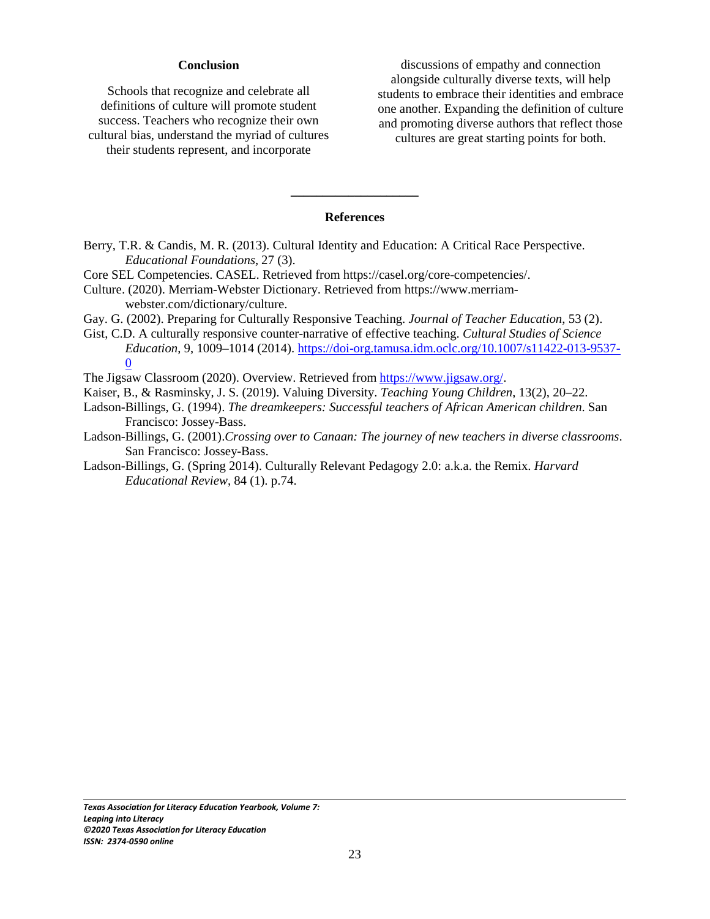## Conclusion

Schools that recognize and celebrate all definitions of culture will promote student success. Teachers who recognize their own cultural bias, understand the myriad of cultures their students represent, and incorporate discussions of empathy and connection alongside culturally diverse texts, will help students to embrace their identities and embrace one another. Expanding the definition of culture and promoting diverse authors that reflect those cultures are great starting points for both.

---

## References

Berry, T.R. & Candis, M. R. (2013). Cultural Identity and Education: A Critical Race Perspective. *Educational Foundations*, 27 (3).

Core SEL Competencies. CASEL. Retrieved from https://casel.org/core-competencies/.

Culture. (2020). Merriam-Webster Dictionary. Retrieved from https://www.merriam-webster.com/dictionary/culture.

Gay. G. (2002). Preparing for Culturally Responsive Teaching. *Journal of Teacher Education*, 53 (2).

Gist, C.D. A culturally responsive counter-narrative of effective teaching. *Cultural Studies of Science Education*, 9, 1009–1014 (2014). https://doi-org.tamusa.idm.oclc.org/10.1007/s11422-013-9537-0

The Jigsaw Classroom (2020). Overview. Retrieved from https://www.jigsaw.org/.

Kaiser, B., & Rasminsky, J. S. (2019). Valuing Diversity. *Teaching Young Children*, 13(2), 20–22.

Ladson-Billings, G. (1994). *The dreamkeepers: Successful teachers of African American children*. San Francisco: Jossey-Bass.

Ladson-Billings, G. (2001).*Crossing over to Canaan: The journey of new teachers in diverse classrooms*. San Francisco: Jossey-Bass.

Ladson-Billings, G. (Spring 2014). Culturally Relevant Pedagogy 2.0: a.k.a. the Remix. *Harvard Educational Review*, 84 (1). p.74.